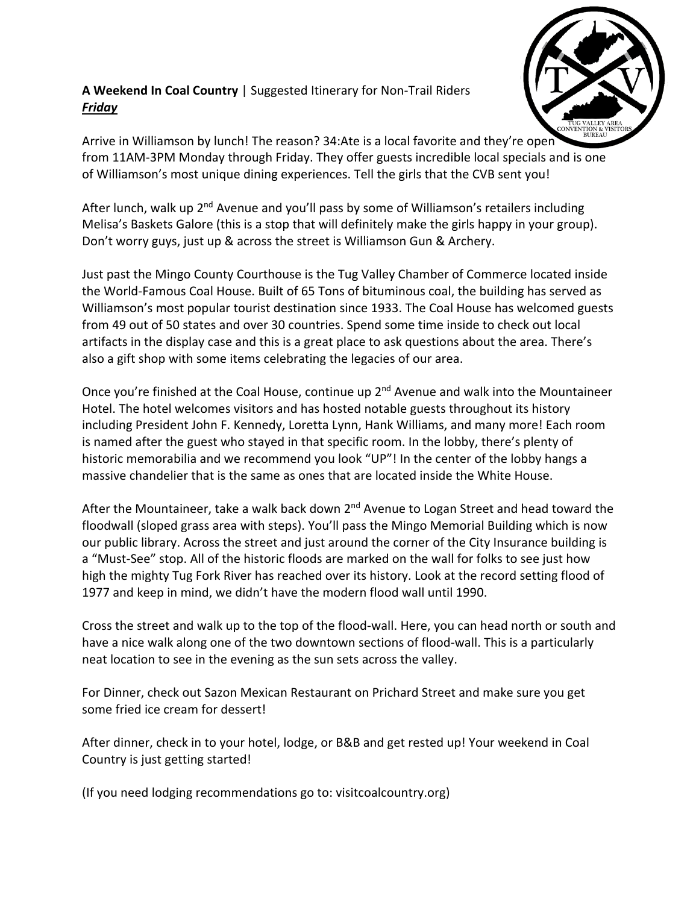**A Weekend In Coal Country** | Suggested Itinerary for Non-Trail Riders
***Friday***

Arrive in Williamson by lunch! The reason? 34:Ate is a local favorite and they're open from 11AM-3PM Monday through Friday. They offer guests incredible local specials and is one of Williamson's most unique dining experiences. Tell the girls that the CVB sent you!

After lunch, walk up 2nd Avenue and you'll pass by some of Williamson's retailers including Melisa's Baskets Galore (this is a stop that will definitely make the girls happy in your group). Don't worry guys, just up & across the street is Williamson Gun & Archery.

Just past the Mingo County Courthouse is the Tug Valley Chamber of Commerce located inside the World-Famous Coal House. Built of 65 Tons of bituminous coal, the building has served as Williamson's most popular tourist destination since 1933. The Coal House has welcomed guests from 49 out of 50 states and over 30 countries. Spend some time inside to check out local artifacts in the display case and this is a great place to ask questions about the area. There's also a gift shop with some items celebrating the legacies of our area.

Once you're finished at the Coal House, continue up 2nd Avenue and walk into the Mountaineer Hotel. The hotel welcomes visitors and has hosted notable guests throughout its history including President John F. Kennedy, Loretta Lynn, Hank Williams, and many more! Each room is named after the guest who stayed in that specific room. In the lobby, there's plenty of historic memorabilia and we recommend you look "UP"! In the center of the lobby hangs a massive chandelier that is the same as ones that are located inside the White House.

After the Mountaineer, take a walk back down 2nd Avenue to Logan Street and head toward the floodwall (sloped grass area with steps). You'll pass the Mingo Memorial Building which is now our public library. Across the street and just around the corner of the City Insurance building is a "Must-See" stop. All of the historic floods are marked on the wall for folks to see just how high the mighty Tug Fork River has reached over its history. Look at the record setting flood of 1977 and keep in mind, we didn't have the modern flood wall until 1990.

Cross the street and walk up to the top of the flood-wall. Here, you can head north or south and have a nice walk along one of the two downtown sections of flood-wall. This is a particularly neat location to see in the evening as the sun sets across the valley.

For Dinner, check out Sazon Mexican Restaurant on Prichard Street and make sure you get some fried ice cream for dessert!

After dinner, check in to your hotel, lodge, or B&B and get rested up! Your weekend in Coal Country is just getting started!

(If you need lodging recommendations go to: visitcoalcountry.org)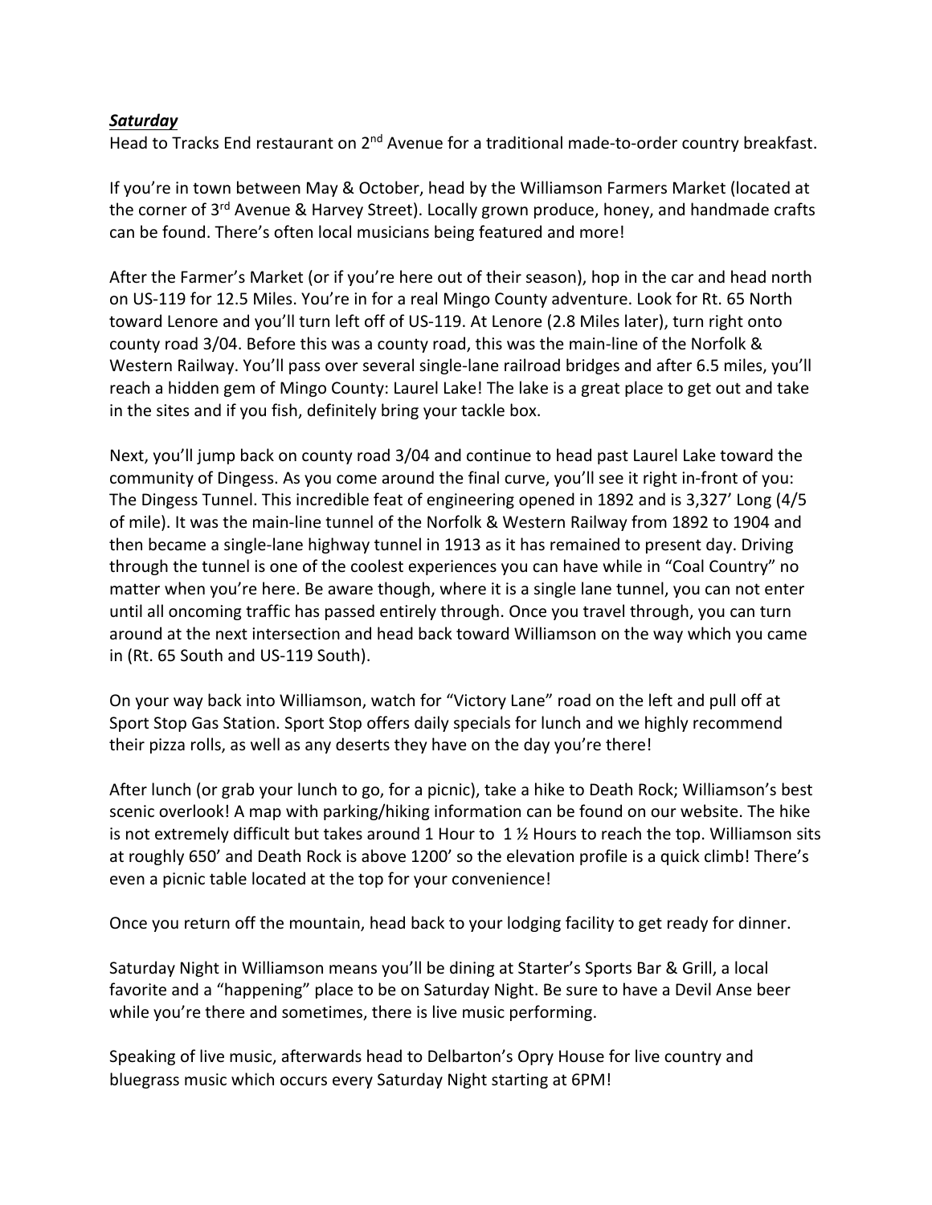***Saturday***

Head to Tracks End restaurant on 2nd Avenue for a traditional made-to-order country breakfast.

If you're in town between May & October, head by the Williamson Farmers Market (located at the corner of 3rd Avenue & Harvey Street). Locally grown produce, honey, and handmade crafts can be found. There's often local musicians being featured and more!

After the Farmer's Market (or if you're here out of their season), hop in the car and head north on US-119 for 12.5 Miles. You're in for a real Mingo County adventure. Look for Rt. 65 North toward Lenore and you'll turn left off of US-119. At Lenore (2.8 Miles later), turn right onto county road 3/04. Before this was a county road, this was the main-line of the Norfolk & Western Railway. You'll pass over several single-lane railroad bridges and after 6.5 miles, you'll reach a hidden gem of Mingo County: Laurel Lake! The lake is a great place to get out and take in the sites and if you fish, definitely bring your tackle box.

Next, you'll jump back on county road 3/04 and continue to head past Laurel Lake toward the community of Dingess. As you come around the final curve, you'll see it right in-front of you: The Dingess Tunnel. This incredible feat of engineering opened in 1892 and is 3,327' Long (4/5 of mile). It was the main-line tunnel of the Norfolk & Western Railway from 1892 to 1904 and then became a single-lane highway tunnel in 1913 as it has remained to present day. Driving through the tunnel is one of the coolest experiences you can have while in "Coal Country" no matter when you're here. Be aware though, where it is a single lane tunnel, you can not enter until all oncoming traffic has passed entirely through. Once you travel through, you can turn around at the next intersection and head back toward Williamson on the way which you came in (Rt. 65 South and US-119 South).

On your way back into Williamson, watch for "Victory Lane" road on the left and pull off at Sport Stop Gas Station. Sport Stop offers daily specials for lunch and we highly recommend their pizza rolls, as well as any deserts they have on the day you're there!

After lunch (or grab your lunch to go, for a picnic), take a hike to Death Rock; Williamson's best scenic overlook! A map with parking/hiking information can be found on our website. The hike is not extremely difficult but takes around 1 Hour to 1 ½ Hours to reach the top. Williamson sits at roughly 650' and Death Rock is above 1200' so the elevation profile is a quick climb! There's even a picnic table located at the top for your convenience!

Once you return off the mountain, head back to your lodging facility to get ready for dinner.

Saturday Night in Williamson means you'll be dining at Starter's Sports Bar & Grill, a local favorite and a "happening" place to be on Saturday Night. Be sure to have a Devil Anse beer while you're there and sometimes, there is live music performing.

Speaking of live music, afterwards head to Delbarton's Opry House for live country and bluegrass music which occurs every Saturday Night starting at 6PM!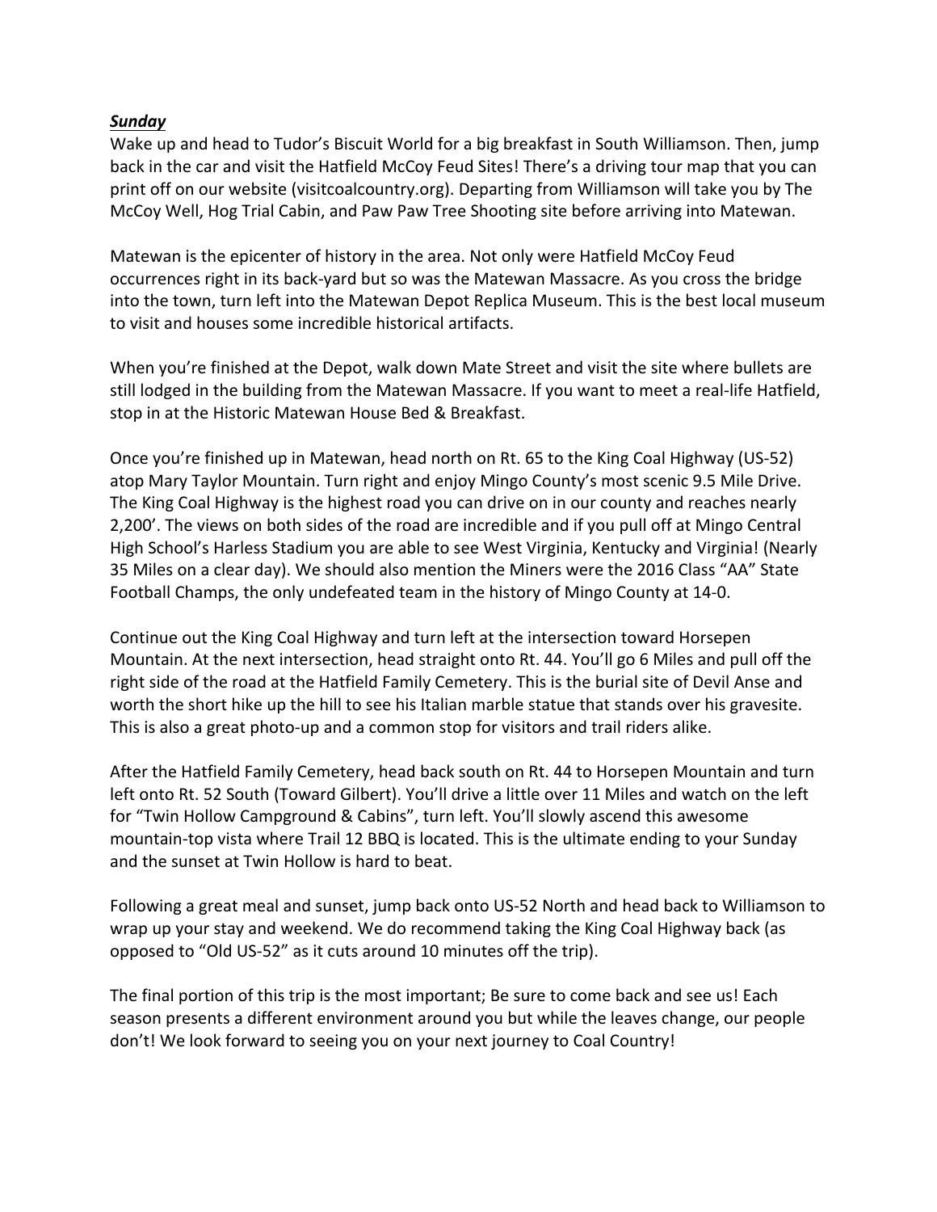***Sunday***

Wake up and head to Tudor's Biscuit World for a big breakfast in South Williamson. Then, jump back in the car and visit the Hatfield McCoy Feud Sites! There's a driving tour map that you can print off on our website (visitcoalcountry.org). Departing from Williamson will take you by The McCoy Well, Hog Trial Cabin, and Paw Paw Tree Shooting site before arriving into Matewan.

Matewan is the epicenter of history in the area. Not only were Hatfield McCoy Feud occurrences right in its back-yard but so was the Matewan Massacre. As you cross the bridge into the town, turn left into the Matewan Depot Replica Museum. This is the best local museum to visit and houses some incredible historical artifacts.

When you're finished at the Depot, walk down Mate Street and visit the site where bullets are still lodged in the building from the Matewan Massacre. If you want to meet a real-life Hatfield, stop in at the Historic Matewan House Bed & Breakfast.

Once you're finished up in Matewan, head north on Rt. 65 to the King Coal Highway (US-52) atop Mary Taylor Mountain. Turn right and enjoy Mingo County's most scenic 9.5 Mile Drive. The King Coal Highway is the highest road you can drive on in our county and reaches nearly 2,200'. The views on both sides of the road are incredible and if you pull off at Mingo Central High School's Harless Stadium you are able to see West Virginia, Kentucky and Virginia! (Nearly 35 Miles on a clear day). We should also mention the Miners were the 2016 Class "AA" State Football Champs, the only undefeated team in the history of Mingo County at 14-0.

Continue out the King Coal Highway and turn left at the intersection toward Horsepen Mountain. At the next intersection, head straight onto Rt. 44. You'll go 6 Miles and pull off the right side of the road at the Hatfield Family Cemetery. This is the burial site of Devil Anse and worth the short hike up the hill to see his Italian marble statue that stands over his gravesite. This is also a great photo-up and a common stop for visitors and trail riders alike.

After the Hatfield Family Cemetery, head back south on Rt. 44 to Horsepen Mountain and turn left onto Rt. 52 South (Toward Gilbert). You'll drive a little over 11 Miles and watch on the left for "Twin Hollow Campground & Cabins", turn left. You'll slowly ascend this awesome mountain-top vista where Trail 12 BBQ is located. This is the ultimate ending to your Sunday and the sunset at Twin Hollow is hard to beat.

Following a great meal and sunset, jump back onto US-52 North and head back to Williamson to wrap up your stay and weekend. We do recommend taking the King Coal Highway back (as opposed to "Old US-52" as it cuts around 10 minutes off the trip).

The final portion of this trip is the most important; Be sure to come back and see us! Each season presents a different environment around you but while the leaves change, our people don't! We look forward to seeing you on your next journey to Coal Country!